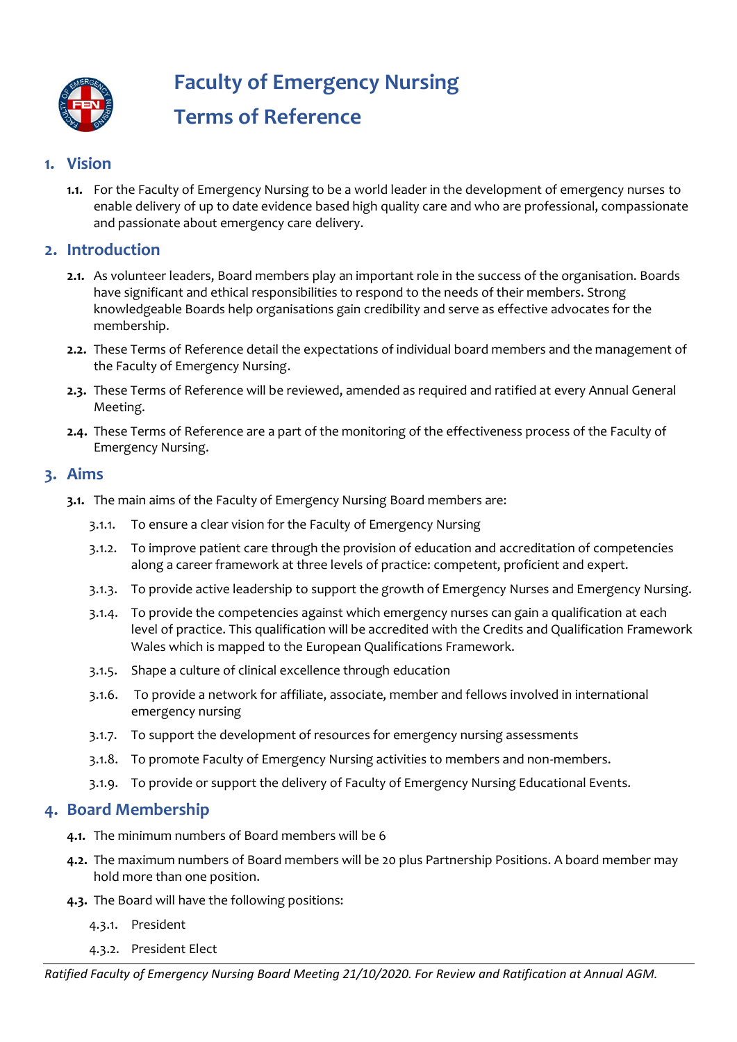# Faculty of Emergency Nursing Terms of Reference

## 1. Vision

**1.1.** For the Faculty of Emergency Nursing to be a world leader in the development of emergency nurses to enable delivery of up to date evidence based high quality care and who are professional, compassionate and passionate about emergency care delivery.

## 2. Introduction

**2.1.** As volunteer leaders, Board members play an important role in the success of the organisation. Boards have significant and ethical responsibilities to respond to the needs of their members. Strong knowledgeable Boards help organisations gain credibility and serve as effective advocates for the membership.

**2.2.** These Terms of Reference detail the expectations of individual board members and the management of the Faculty of Emergency Nursing.

**2.3.** These Terms of Reference will be reviewed, amended as required and ratified at every Annual General Meeting.

**2.4.** These Terms of Reference are a part of the monitoring of the effectiveness process of the Faculty of Emergency Nursing.

## 3. Aims

**3.1.** The main aims of the Faculty of Emergency Nursing Board members are:

3.1.1. To ensure a clear vision for the Faculty of Emergency Nursing

3.1.2. To improve patient care through the provision of education and accreditation of competencies along a career framework at three levels of practice: competent, proficient and expert.

3.1.3. To provide active leadership to support the growth of Emergency Nurses and Emergency Nursing.

3.1.4. To provide the competencies against which emergency nurses can gain a qualification at each level of practice. This qualification will be accredited with the Credits and Qualification Framework Wales which is mapped to the European Qualifications Framework.

3.1.5. Shape a culture of clinical excellence through education

3.1.6. To provide a network for affiliate, associate, member and fellows involved in international emergency nursing

3.1.7. To support the development of resources for emergency nursing assessments

3.1.8. To promote Faculty of Emergency Nursing activities to members and non-members.

3.1.9. To provide or support the delivery of Faculty of Emergency Nursing Educational Events.

## 4. Board Membership

**4.1.** The minimum numbers of Board members will be 6

**4.2.** The maximum numbers of Board members will be 20 plus Partnership Positions. A board member may hold more than one position.

**4.3.** The Board will have the following positions:

4.3.1. President

4.3.2. President Elect

*Ratified Faculty of Emergency Nursing Board Meeting 21/10/2020. For Review and Ratification at Annual AGM.*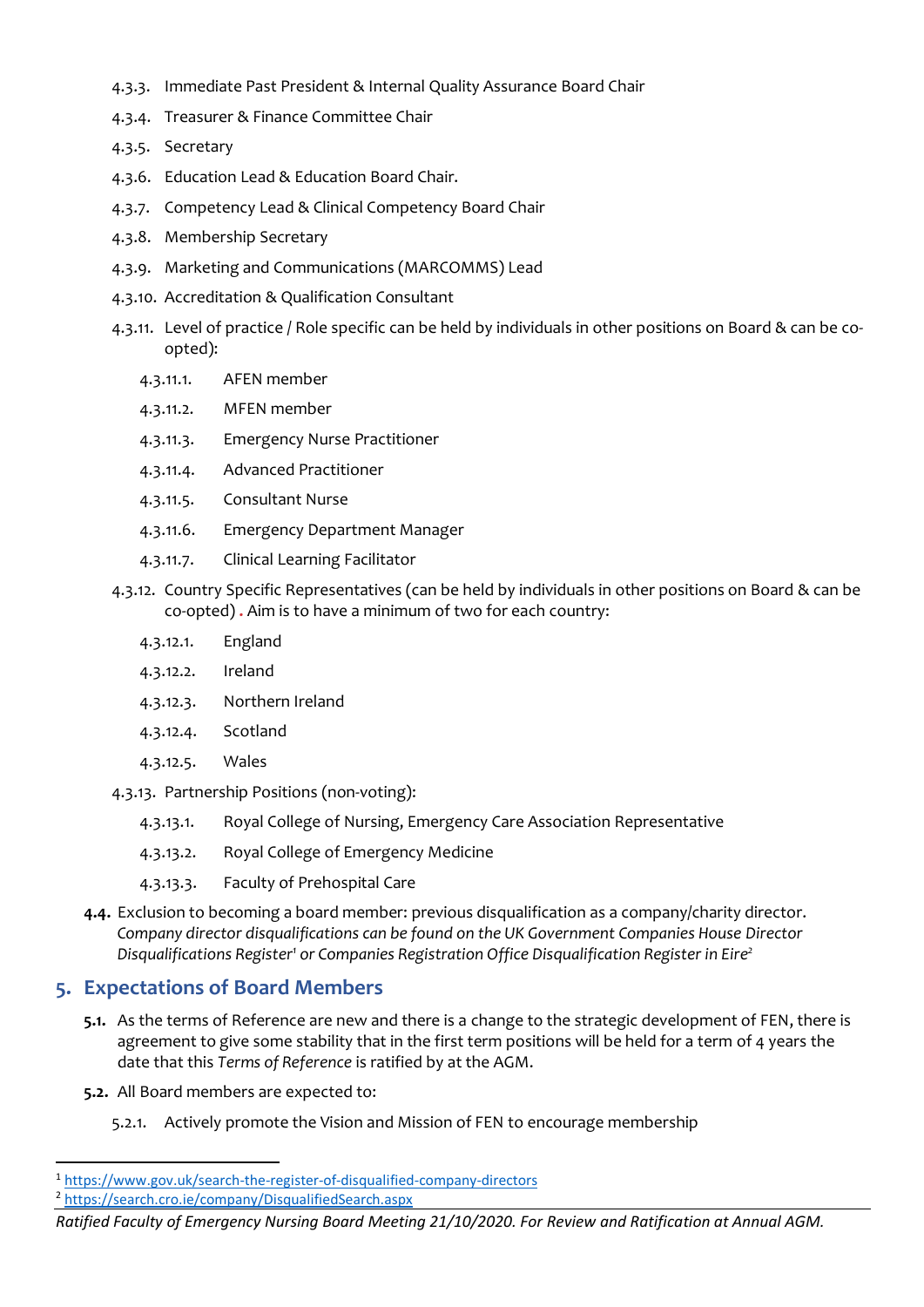4.3.3. Immediate Past President & Internal Quality Assurance Board Chair

4.3.4. Treasurer & Finance Committee Chair

4.3.5. Secretary

4.3.6. Education Lead & Education Board Chair.

4.3.7. Competency Lead & Clinical Competency Board Chair

4.3.8. Membership Secretary

4.3.9. Marketing and Communications (MARCOMMS) Lead

4.3.10. Accreditation & Qualification Consultant

4.3.11. Level of practice / Role specific can be held by individuals in other positions on Board & can be co-opted):

- 4.3.11.1. AFEN member
- 4.3.11.2. MFEN member
- 4.3.11.3. Emergency Nurse Practitioner
- 4.3.11.4. Advanced Practitioner
- 4.3.11.5. Consultant Nurse
- 4.3.11.6. Emergency Department Manager
- 4.3.11.7. Clinical Learning Facilitator

4.3.12. Country Specific Representatives (can be held by individuals in other positions on Board & can be co-opted) . Aim is to have a minimum of two for each country:

- 4.3.12.1. England
- 4.3.12.2. Ireland
- 4.3.12.3. Northern Ireland
- 4.3.12.4. Scotland
- 4.3.12.5. Wales

4.3.13. Partnership Positions (non-voting):

- 4.3.13.1. Royal College of Nursing, Emergency Care Association Representative
- 4.3.13.2. Royal College of Emergency Medicine
- 4.3.13.3. Faculty of Prehospital Care

**4.4.** Exclusion to becoming a board member: previous disqualification as a company/charity director. *Company director disqualifications can be found on the UK Government Companies House Director Disqualifications Register*[1] *or Companies Registration Office Disqualification Register in Eire*[2]

## 5. Expectations of Board Members

**5.1.** As the terms of Reference are new and there is a change to the strategic development of FEN, there is agreement to give some stability that in the first term positions will be held for a term of 4 years the date that this *Terms of Reference* is ratified by at the AGM.

**5.2.** All Board members are expected to:

5.2.1. Actively promote the Vision and Mission of FEN to encourage membership

---

[1] https://www.gov.uk/search-the-register-of-disqualified-company-directors

[2] https://search.cro.ie/company/DisqualifiedSearch.aspx

*Ratified Faculty of Emergency Nursing Board Meeting 21/10/2020. For Review and Ratification at Annual AGM.*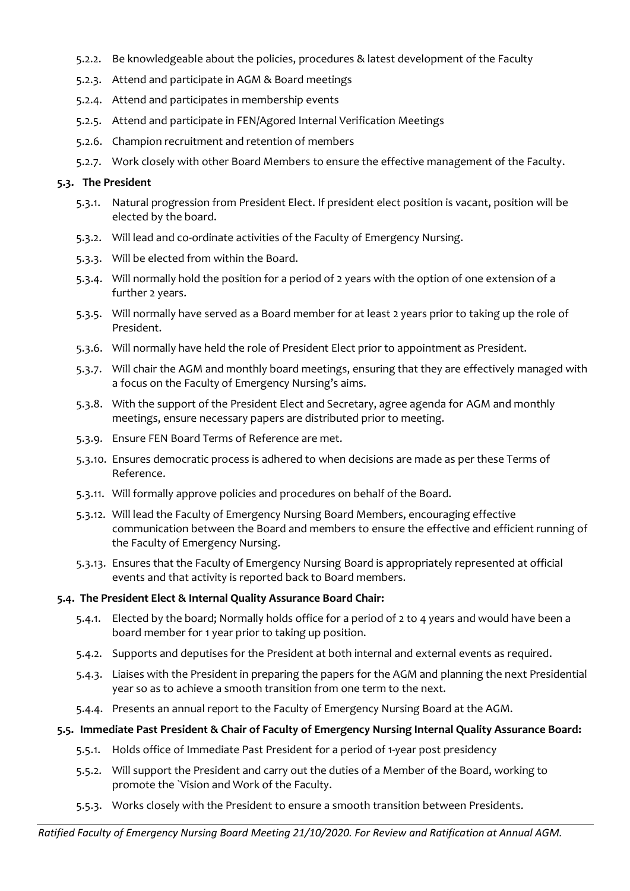- 5.2.2. Be knowledgeable about the policies, procedures & latest development of the Faculty
- 5.2.3. Attend and participate in AGM & Board meetings
- 5.2.4. Attend and participates in membership events
- 5.2.5. Attend and participate in FEN/Agored Internal Verification Meetings
- 5.2.6. Champion recruitment and retention of members
- 5.2.7. Work closely with other Board Members to ensure the effective management of the Faculty.

### 5.3. The President

- 5.3.1. Natural progression from President Elect. If president elect position is vacant, position will be elected by the board.
- 5.3.2. Will lead and co-ordinate activities of the Faculty of Emergency Nursing.
- 5.3.3. Will be elected from within the Board.
- 5.3.4. Will normally hold the position for a period of 2 years with the option of one extension of a further 2 years.
- 5.3.5. Will normally have served as a Board member for at least 2 years prior to taking up the role of President.
- 5.3.6. Will normally have held the role of President Elect prior to appointment as President.
- 5.3.7. Will chair the AGM and monthly board meetings, ensuring that they are effectively managed with a focus on the Faculty of Emergency Nursing's aims.
- 5.3.8. With the support of the President Elect and Secretary, agree agenda for AGM and monthly meetings, ensure necessary papers are distributed prior to meeting.
- 5.3.9. Ensure FEN Board Terms of Reference are met.
- 5.3.10. Ensures democratic process is adhered to when decisions are made as per these Terms of Reference.
- 5.3.11. Will formally approve policies and procedures on behalf of the Board.
- 5.3.12. Will lead the Faculty of Emergency Nursing Board Members, encouraging effective communication between the Board and members to ensure the effective and efficient running of the Faculty of Emergency Nursing.
- 5.3.13. Ensures that the Faculty of Emergency Nursing Board is appropriately represented at official events and that activity is reported back to Board members.

### 5.4. The President Elect & Internal Quality Assurance Board Chair:

- 5.4.1. Elected by the board; Normally holds office for a period of 2 to 4 years and would have been a board member for 1 year prior to taking up position.
- 5.4.2. Supports and deputises for the President at both internal and external events as required.
- 5.4.3. Liaises with the President in preparing the papers for the AGM and planning the next Presidential year so as to achieve a smooth transition from one term to the next.
- 5.4.4. Presents an annual report to the Faculty of Emergency Nursing Board at the AGM.

### 5.5. Immediate Past President & Chair of Faculty of Emergency Nursing Internal Quality Assurance Board:

- 5.5.1. Holds office of Immediate Past President for a period of 1-year post presidency
- 5.5.2. Will support the President and carry out the duties of a Member of the Board, working to promote the `Vision and Work of the Faculty.
- 5.5.3. Works closely with the President to ensure a smooth transition between Presidents.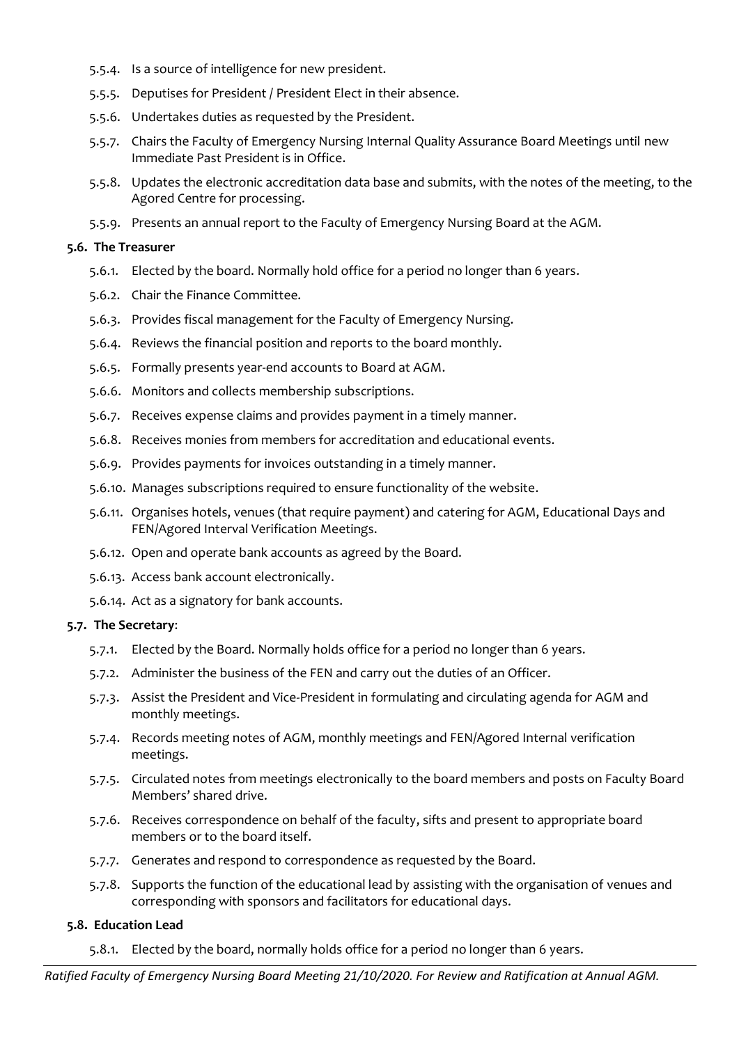- 5.5.4. Is a source of intelligence for new president.
- 5.5.5. Deputises for President / President Elect in their absence.
- 5.5.6. Undertakes duties as requested by the President.
- 5.5.7. Chairs the Faculty of Emergency Nursing Internal Quality Assurance Board Meetings until new Immediate Past President is in Office.
- 5.5.8. Updates the electronic accreditation data base and submits, with the notes of the meeting, to the Agored Centre for processing.
- 5.5.9. Presents an annual report to the Faculty of Emergency Nursing Board at the AGM.

**5.6. The Treasurer**

- 5.6.1. Elected by the board. Normally hold office for a period no longer than 6 years.
- 5.6.2. Chair the Finance Committee.
- 5.6.3. Provides fiscal management for the Faculty of Emergency Nursing.
- 5.6.4. Reviews the financial position and reports to the board monthly.
- 5.6.5. Formally presents year-end accounts to Board at AGM.
- 5.6.6. Monitors and collects membership subscriptions.
- 5.6.7. Receives expense claims and provides payment in a timely manner.
- 5.6.8. Receives monies from members for accreditation and educational events.
- 5.6.9. Provides payments for invoices outstanding in a timely manner.
- 5.6.10. Manages subscriptions required to ensure functionality of the website.
- 5.6.11. Organises hotels, venues (that require payment) and catering for AGM, Educational Days and FEN/Agored Interval Verification Meetings.
- 5.6.12. Open and operate bank accounts as agreed by the Board.
- 5.6.13. Access bank account electronically.
- 5.6.14. Act as a signatory for bank accounts.

**5.7. The Secretary**:

- 5.7.1. Elected by the Board. Normally holds office for a period no longer than 6 years.
- 5.7.2. Administer the business of the FEN and carry out the duties of an Officer.
- 5.7.3. Assist the President and Vice-President in formulating and circulating agenda for AGM and monthly meetings.
- 5.7.4. Records meeting notes of AGM, monthly meetings and FEN/Agored Internal verification meetings.
- 5.7.5. Circulated notes from meetings electronically to the board members and posts on Faculty Board Members' shared drive.
- 5.7.6. Receives correspondence on behalf of the faculty, sifts and present to appropriate board members or to the board itself.
- 5.7.7. Generates and respond to correspondence as requested by the Board.
- 5.7.8. Supports the function of the educational lead by assisting with the organisation of venues and corresponding with sponsors and facilitators for educational days.

**5.8. Education Lead**

- 5.8.1. Elected by the board, normally holds office for a period no longer than 6 years.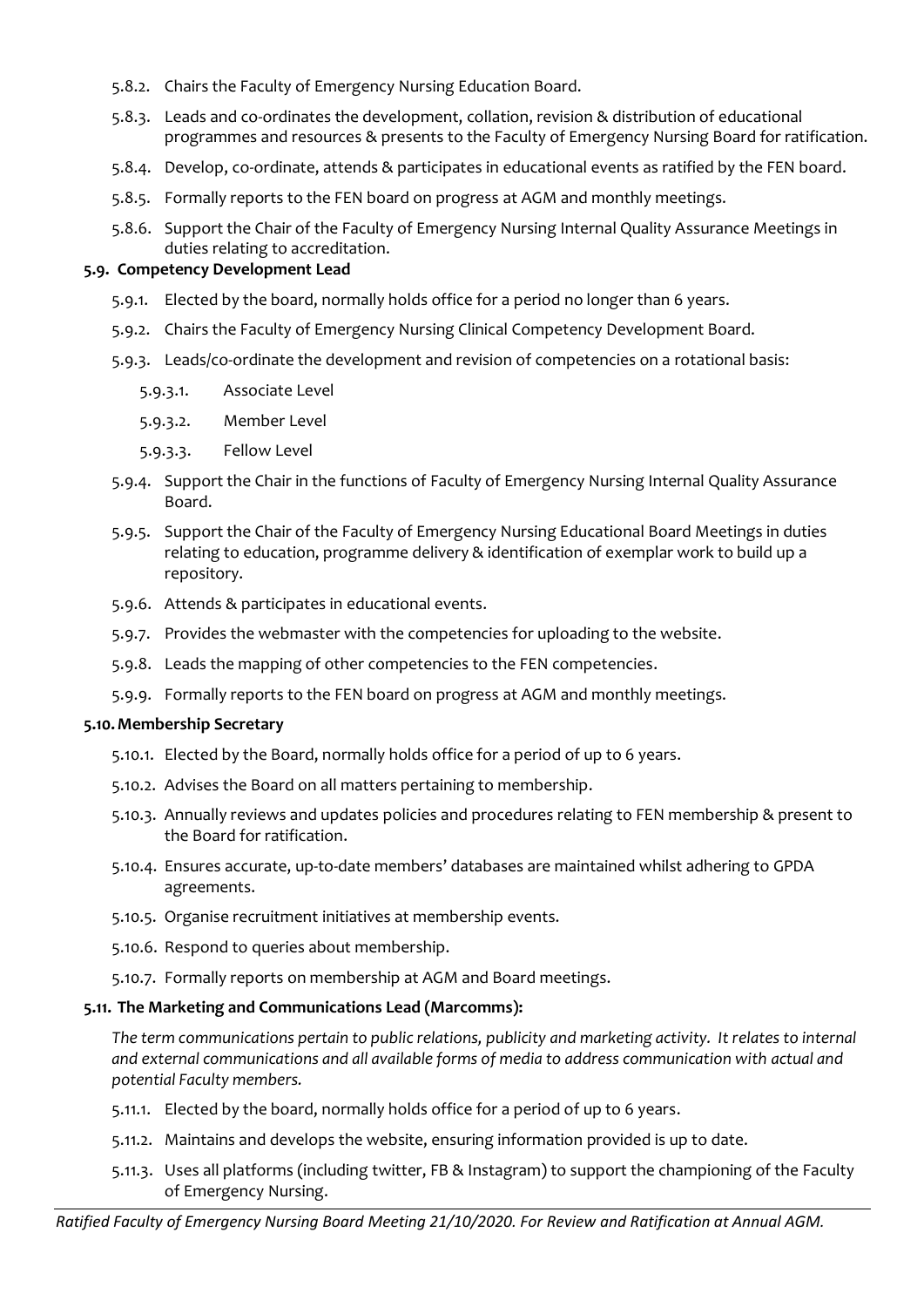- 5.8.2. Chairs the Faculty of Emergency Nursing Education Board.
- 5.8.3. Leads and co-ordinates the development, collation, revision & distribution of educational programmes and resources & presents to the Faculty of Emergency Nursing Board for ratification.
- 5.8.4. Develop, co-ordinate, attends & participates in educational events as ratified by the FEN board.
- 5.8.5. Formally reports to the FEN board on progress at AGM and monthly meetings.
- 5.8.6. Support the Chair of the Faculty of Emergency Nursing Internal Quality Assurance Meetings in duties relating to accreditation.

**5.9. Competency Development Lead**

- 5.9.1. Elected by the board, normally holds office for a period no longer than 6 years.
- 5.9.2. Chairs the Faculty of Emergency Nursing Clinical Competency Development Board.
- 5.9.3. Leads/co-ordinate the development and revision of competencies on a rotational basis:
  - 5.9.3.1. Associate Level
  - 5.9.3.2. Member Level
  - 5.9.3.3. Fellow Level
- 5.9.4. Support the Chair in the functions of Faculty of Emergency Nursing Internal Quality Assurance Board.
- 5.9.5. Support the Chair of the Faculty of Emergency Nursing Educational Board Meetings in duties relating to education, programme delivery & identification of exemplar work to build up a repository.
- 5.9.6. Attends & participates in educational events.
- 5.9.7. Provides the webmaster with the competencies for uploading to the website.
- 5.9.8. Leads the mapping of other competencies to the FEN competencies.
- 5.9.9. Formally reports to the FEN board on progress at AGM and monthly meetings.

**5.10. Membership Secretary**

- 5.10.1. Elected by the Board, normally holds office for a period of up to 6 years.
- 5.10.2. Advises the Board on all matters pertaining to membership.
- 5.10.3. Annually reviews and updates policies and procedures relating to FEN membership & present to the Board for ratification.
- 5.10.4. Ensures accurate, up-to-date members' databases are maintained whilst adhering to GPDA agreements.
- 5.10.5. Organise recruitment initiatives at membership events.
- 5.10.6. Respond to queries about membership.
- 5.10.7. Formally reports on membership at AGM and Board meetings.

**5.11. The Marketing and Communications Lead (Marcomms):**

*The term communications pertain to public relations, publicity and marketing activity. It relates to internal and external communications and all available forms of media to address communication with actual and potential Faculty members.*

- 5.11.1. Elected by the board, normally holds office for a period of up to 6 years.
- 5.11.2. Maintains and develops the website, ensuring information provided is up to date.
- 5.11.3. Uses all platforms (including twitter, FB & Instagram) to support the championing of the Faculty of Emergency Nursing.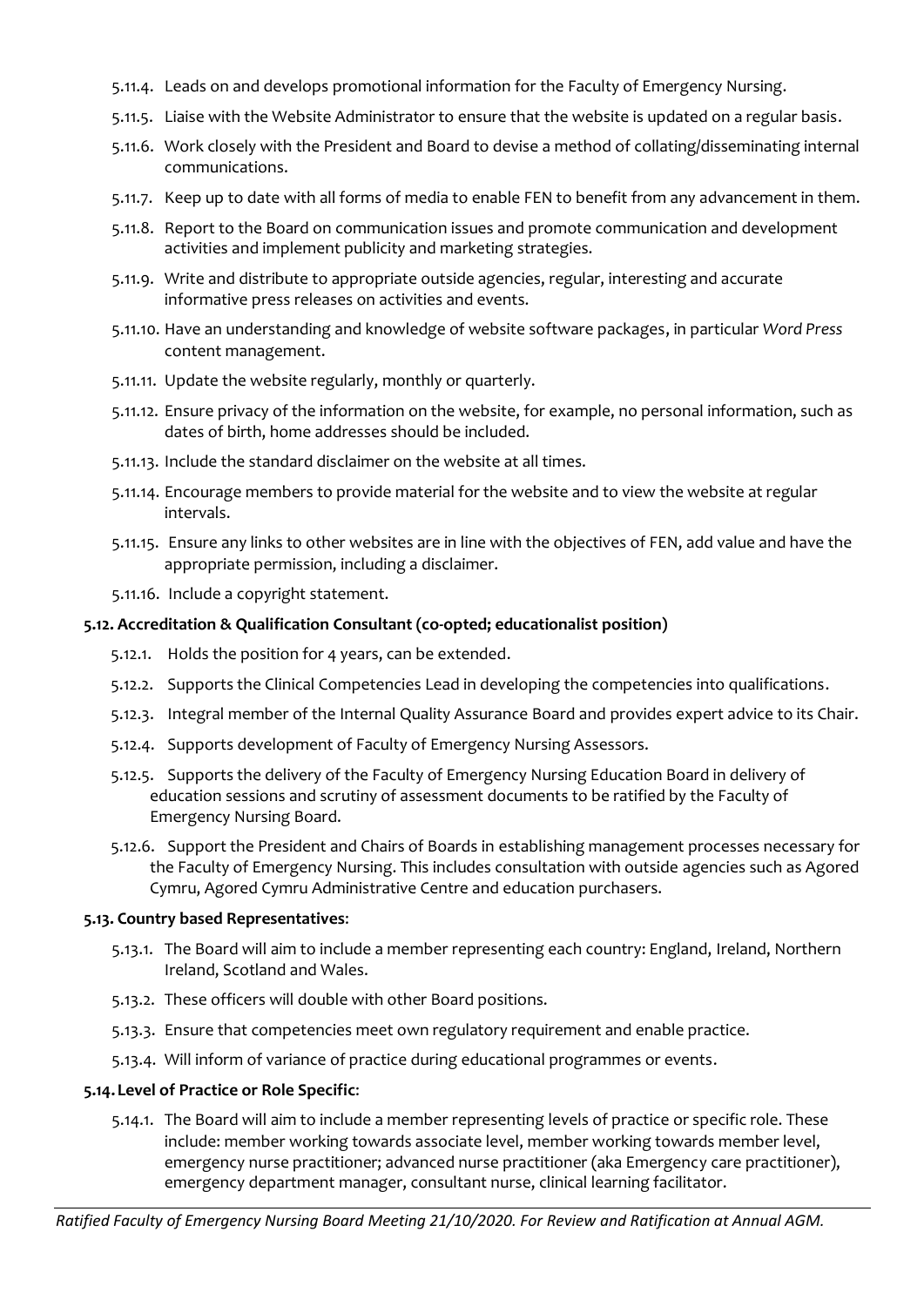- 5.11.4. Leads on and develops promotional information for the Faculty of Emergency Nursing.
- 5.11.5. Liaise with the Website Administrator to ensure that the website is updated on a regular basis.
- 5.11.6. Work closely with the President and Board to devise a method of collating/disseminating internal communications.
- 5.11.7. Keep up to date with all forms of media to enable FEN to benefit from any advancement in them.
- 5.11.8. Report to the Board on communication issues and promote communication and development activities and implement publicity and marketing strategies.
- 5.11.9. Write and distribute to appropriate outside agencies, regular, interesting and accurate informative press releases on activities and events.
- 5.11.10. Have an understanding and knowledge of website software packages, in particular *Word Press* content management.
- 5.11.11. Update the website regularly, monthly or quarterly.
- 5.11.12. Ensure privacy of the information on the website, for example, no personal information, such as dates of birth, home addresses should be included.
- 5.11.13. Include the standard disclaimer on the website at all times.
- 5.11.14. Encourage members to provide material for the website and to view the website at regular intervals.
- 5.11.15. Ensure any links to other websites are in line with the objectives of FEN, add value and have the appropriate permission, including a disclaimer.
- 5.11.16. Include a copyright statement.

**5.12. Accreditation & Qualification Consultant (co-opted; educationalist position)**

- 5.12.1. Holds the position for 4 years, can be extended.
- 5.12.2. Supports the Clinical Competencies Lead in developing the competencies into qualifications.
- 5.12.3. Integral member of the Internal Quality Assurance Board and provides expert advice to its Chair.
- 5.12.4. Supports development of Faculty of Emergency Nursing Assessors.
- 5.12.5. Supports the delivery of the Faculty of Emergency Nursing Education Board in delivery of education sessions and scrutiny of assessment documents to be ratified by the Faculty of Emergency Nursing Board.
- 5.12.6. Support the President and Chairs of Boards in establishing management processes necessary for the Faculty of Emergency Nursing. This includes consultation with outside agencies such as Agored Cymru, Agored Cymru Administrative Centre and education purchasers.

**5.13. Country based Representatives**:

- 5.13.1. The Board will aim to include a member representing each country: England, Ireland, Northern Ireland, Scotland and Wales.
- 5.13.2. These officers will double with other Board positions.
- 5.13.3. Ensure that competencies meet own regulatory requirement and enable practice.
- 5.13.4. Will inform of variance of practice during educational programmes or events.

**5.14. Level of Practice or Role Specific**:

- 5.14.1. The Board will aim to include a member representing levels of practice or specific role. These include: member working towards associate level, member working towards member level, emergency nurse practitioner; advanced nurse practitioner (aka Emergency care practitioner), emergency department manager, consultant nurse, clinical learning facilitator.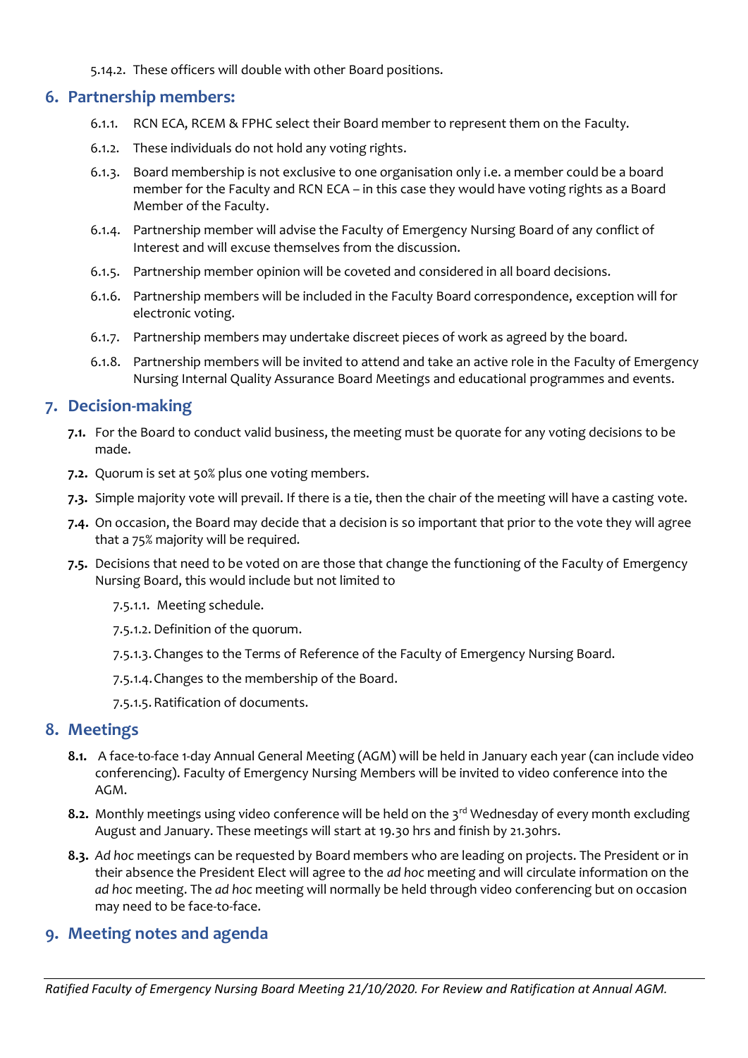5.14.2. These officers will double with other Board positions.

## 6. Partnership members:

6.1.1. RCN ECA, RCEM & FPHC select their Board member to represent them on the Faculty.

6.1.2. These individuals do not hold any voting rights.

6.1.3. Board membership is not exclusive to one organisation only i.e. a member could be a board member for the Faculty and RCN ECA – in this case they would have voting rights as a Board Member of the Faculty.

6.1.4. Partnership member will advise the Faculty of Emergency Nursing Board of any conflict of Interest and will excuse themselves from the discussion.

6.1.5. Partnership member opinion will be coveted and considered in all board decisions.

6.1.6. Partnership members will be included in the Faculty Board correspondence, exception will for electronic voting.

6.1.7. Partnership members may undertake discreet pieces of work as agreed by the board.

6.1.8. Partnership members will be invited to attend and take an active role in the Faculty of Emergency Nursing Internal Quality Assurance Board Meetings and educational programmes and events.

## 7. Decision-making

**7.1.** For the Board to conduct valid business, the meeting must be quorate for any voting decisions to be made.

**7.2.** Quorum is set at 50% plus one voting members.

**7.3.** Simple majority vote will prevail. If there is a tie, then the chair of the meeting will have a casting vote.

**7.4.** On occasion, the Board may decide that a decision is so important that prior to the vote they will agree that a 75% majority will be required.

**7.5.** Decisions that need to be voted on are those that change the functioning of the Faculty of Emergency Nursing Board, this would include but not limited to

7.5.1.1. Meeting schedule.

7.5.1.2. Definition of the quorum.

7.5.1.3. Changes to the Terms of Reference of the Faculty of Emergency Nursing Board.

7.5.1.4. Changes to the membership of the Board.

7.5.1.5. Ratification of documents.

## 8. Meetings

**8.1.** A face-to-face 1-day Annual General Meeting (AGM) will be held in January each year (can include video conferencing). Faculty of Emergency Nursing Members will be invited to video conference into the AGM.

**8.2.** Monthly meetings using video conference will be held on the 3rd Wednesday of every month excluding August and January. These meetings will start at 19.30 hrs and finish by 21.30hrs.

**8.3.** *Ad hoc* meetings can be requested by Board members who are leading on projects. The President or in their absence the President Elect will agree to the *ad hoc* meeting and will circulate information on the *ad hoc* meeting. The *ad hoc* meeting will normally be held through video conferencing but on occasion may need to be face-to-face.

## 9. Meeting notes and agenda

*Ratified Faculty of Emergency Nursing Board Meeting 21/10/2020. For Review and Ratification at Annual AGM.*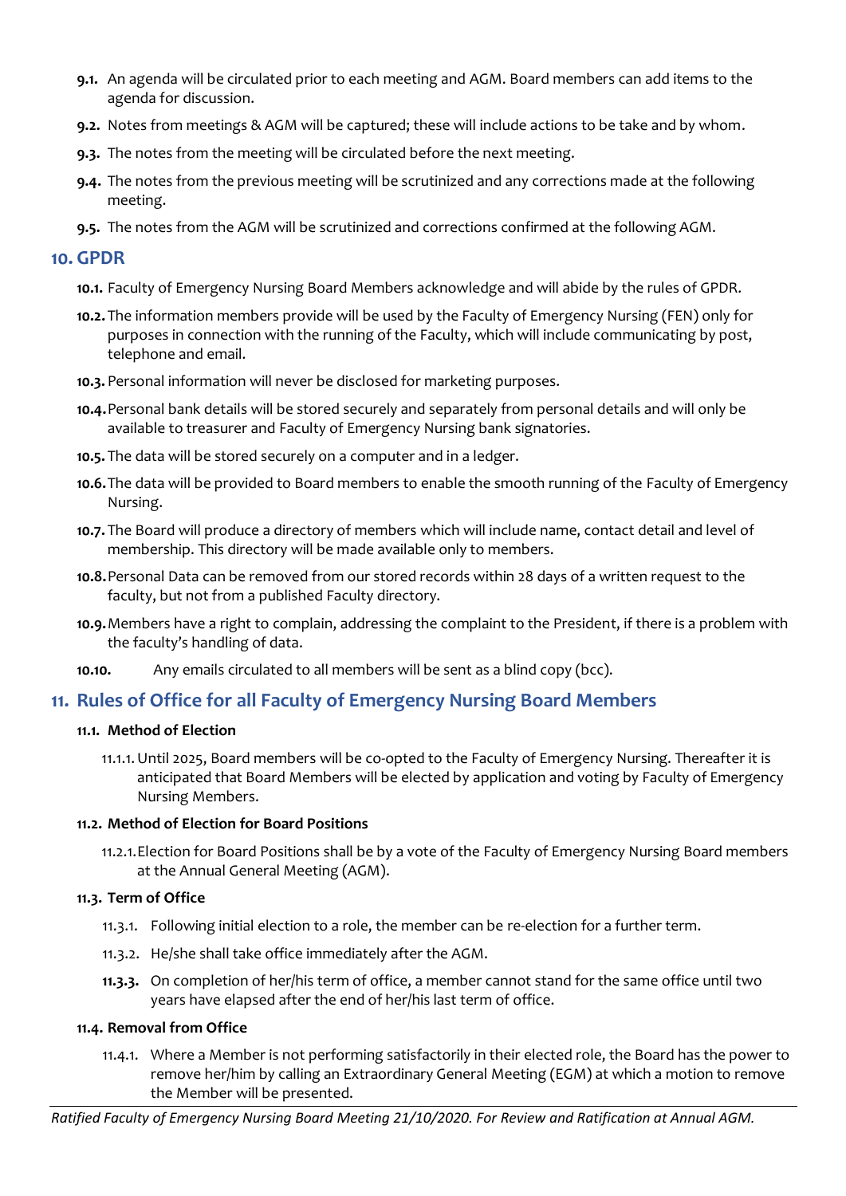**9.1.** An agenda will be circulated prior to each meeting and AGM. Board members can add items to the agenda for discussion.

**9.2.** Notes from meetings & AGM will be captured; these will include actions to be take and by whom.

**9.3.** The notes from the meeting will be circulated before the next meeting.

**9.4.** The notes from the previous meeting will be scrutinized and any corrections made at the following meeting.

**9.5.** The notes from the AGM will be scrutinized and corrections confirmed at the following AGM.

## 10. GPDR

**10.1.** Faculty of Emergency Nursing Board Members acknowledge and will abide by the rules of GPDR.

**10.2.** The information members provide will be used by the Faculty of Emergency Nursing (FEN) only for purposes in connection with the running of the Faculty, which will include communicating by post, telephone and email.

**10.3.** Personal information will never be disclosed for marketing purposes.

**10.4.** Personal bank details will be stored securely and separately from personal details and will only be available to treasurer and Faculty of Emergency Nursing bank signatories.

**10.5.** The data will be stored securely on a computer and in a ledger.

**10.6.** The data will be provided to Board members to enable the smooth running of the Faculty of Emergency Nursing.

**10.7.** The Board will produce a directory of members which will include name, contact detail and level of membership. This directory will be made available only to members.

**10.8.** Personal Data can be removed from our stored records within 28 days of a written request to the faculty, but not from a published Faculty directory.

**10.9.** Members have a right to complain, addressing the complaint to the President, if there is a problem with the faculty's handling of data.

**10.10.** Any emails circulated to all members will be sent as a blind copy (bcc).

## 11. Rules of Office for all Faculty of Emergency Nursing Board Members

### 11.1. Method of Election

11.1.1. Until 2025, Board members will be co-opted to the Faculty of Emergency Nursing. Thereafter it is anticipated that Board Members will be elected by application and voting by Faculty of Emergency Nursing Members.

### 11.2. Method of Election for Board Positions

11.2.1. Election for Board Positions shall be by a vote of the Faculty of Emergency Nursing Board members at the Annual General Meeting (AGM).

### 11.3. Term of Office

11.3.1. Following initial election to a role, the member can be re-election for a further term.

11.3.2. He/she shall take office immediately after the AGM.

**11.3.3.** On completion of her/his term of office, a member cannot stand for the same office until two years have elapsed after the end of her/his last term of office.

### 11.4. Removal from Office

11.4.1. Where a Member is not performing satisfactorily in their elected role, the Board has the power to remove her/him by calling an Extraordinary General Meeting (EGM) at which a motion to remove the Member will be presented.

*Ratified Faculty of Emergency Nursing Board Meeting 21/10/2020. For Review and Ratification at Annual AGM.*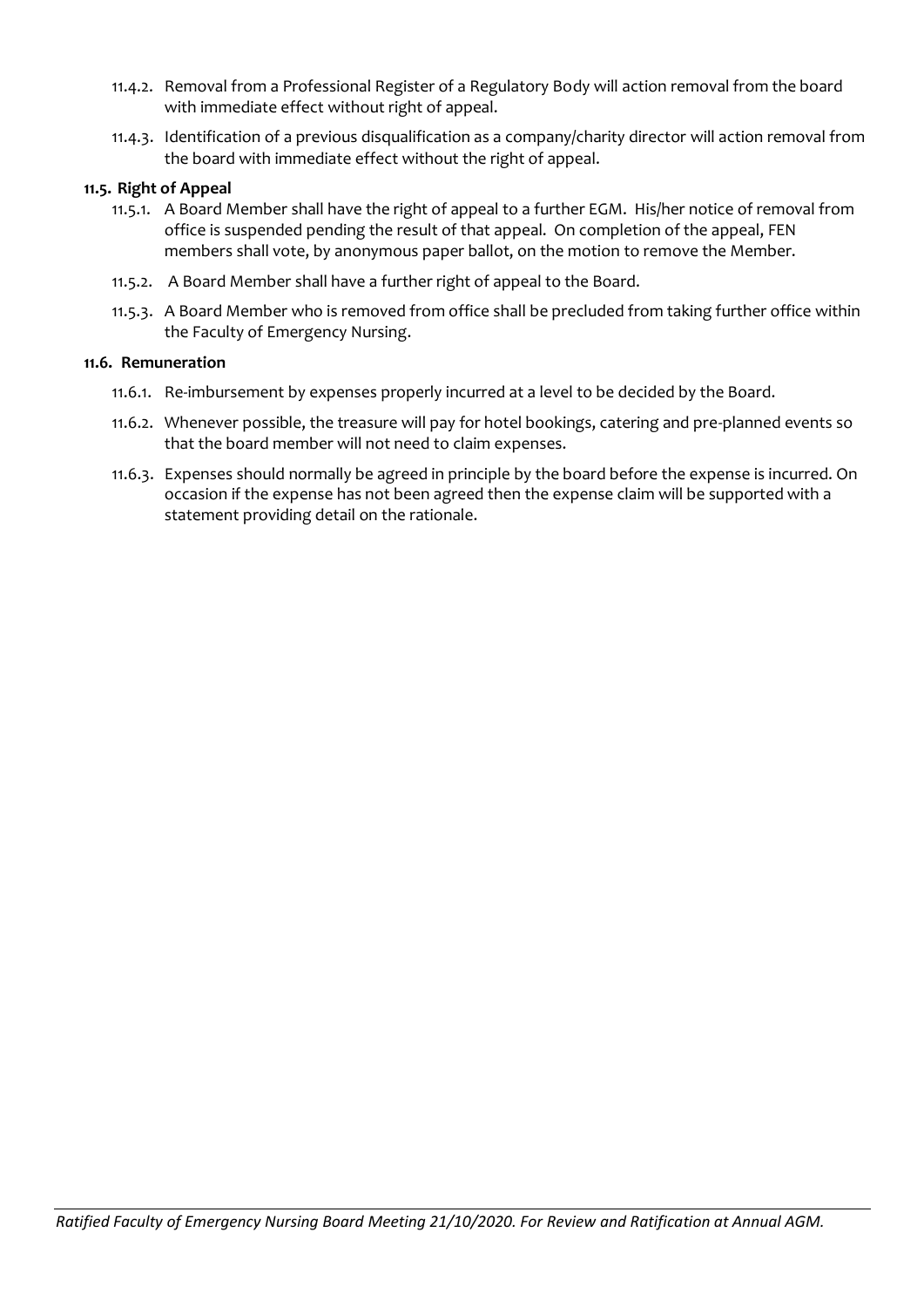11.4.2. Removal from a Professional Register of a Regulatory Body will action removal from the board with immediate effect without right of appeal.

11.4.3. Identification of a previous disqualification as a company/charity director will action removal from the board with immediate effect without the right of appeal.

### 11.5. Right of Appeal

11.5.1. A Board Member shall have the right of appeal to a further EGM. His/her notice of removal from office is suspended pending the result of that appeal. On completion of the appeal, FEN members shall vote, by anonymous paper ballot, on the motion to remove the Member.

11.5.2. A Board Member shall have a further right of appeal to the Board.

11.5.3. A Board Member who is removed from office shall be precluded from taking further office within the Faculty of Emergency Nursing.

### 11.6. Remuneration

11.6.1. Re-imbursement by expenses properly incurred at a level to be decided by the Board.

11.6.2. Whenever possible, the treasure will pay for hotel bookings, catering and pre-planned events so that the board member will not need to claim expenses.

11.6.3. Expenses should normally be agreed in principle by the board before the expense is incurred. On occasion if the expense has not been agreed then the expense claim will be supported with a statement providing detail on the rationale.